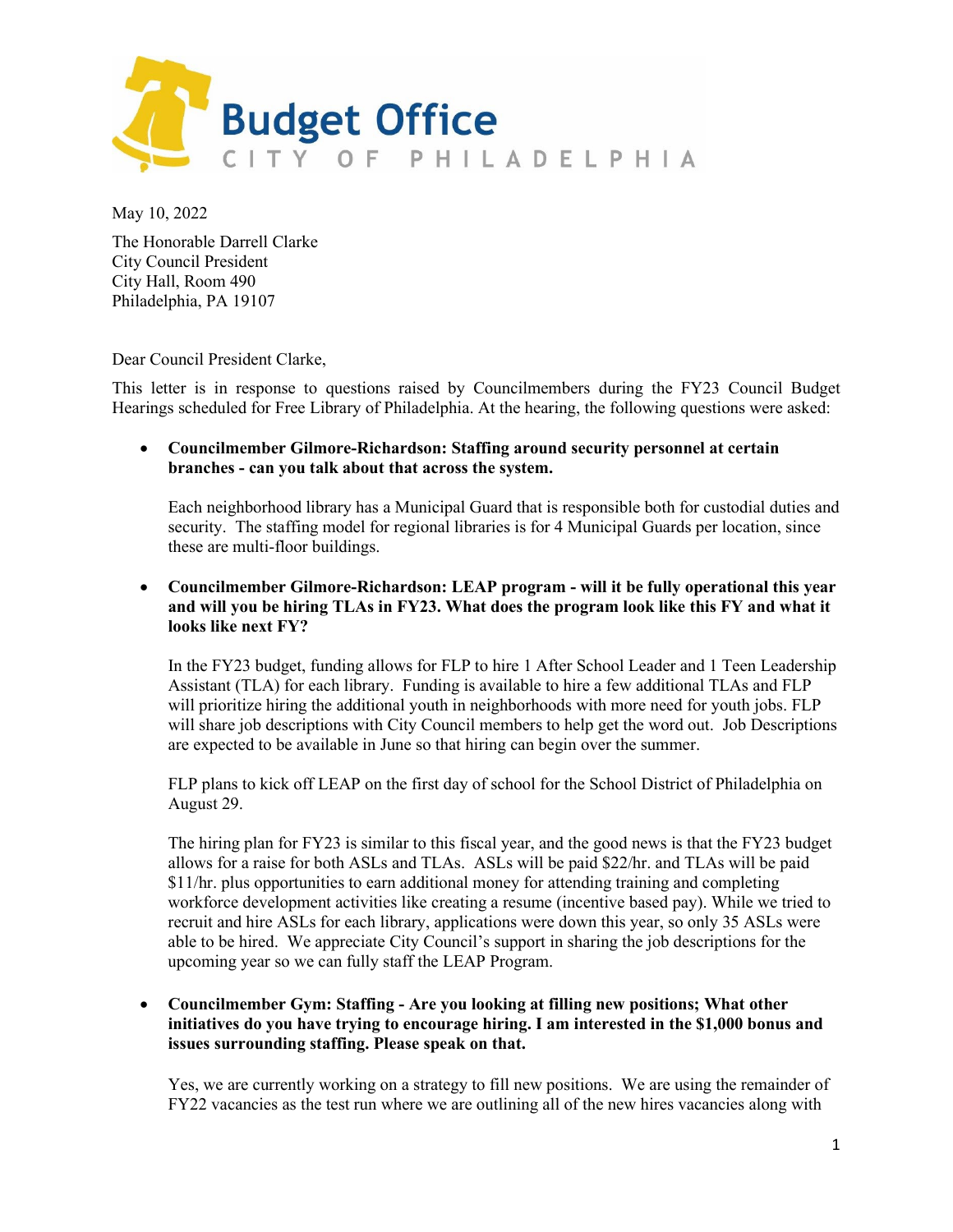**Budget Office**
CITY OF PHILADELPHIA

May 10, 2022

The Honorable Darrell Clarke
City Council President
City Hall, Room 490
Philadelphia, PA 19107

Dear Council President Clarke,

This letter is in response to questions raised by Councilmembers during the FY23 Council Budget Hearings scheduled for Free Library of Philadelphia. At the hearing, the following questions were asked:

- **Councilmember Gilmore-Richardson: Staffing around security personnel at certain branches - can you talk about that across the system.**

  Each neighborhood library has a Municipal Guard that is responsible both for custodial duties and security. The staffing model for regional libraries is for 4 Municipal Guards per location, since these are multi-floor buildings.

- **Councilmember Gilmore-Richardson: LEAP program - will it be fully operational this year and will you be hiring TLAs in FY23. What does the program look like this FY and what it looks like next FY?**

  In the FY23 budget, funding allows for FLP to hire 1 After School Leader and 1 Teen Leadership Assistant (TLA) for each library. Funding is available to hire a few additional TLAs and FLP will prioritize hiring the additional youth in neighborhoods with more need for youth jobs. FLP will share job descriptions with City Council members to help get the word out. Job Descriptions are expected to be available in June so that hiring can begin over the summer.

  FLP plans to kick off LEAP on the first day of school for the School District of Philadelphia on August 29.

  The hiring plan for FY23 is similar to this fiscal year, and the good news is that the FY23 budget allows for a raise for both ASLs and TLAs. ASLs will be paid $22/hr. and TLAs will be paid $11/hr. plus opportunities to earn additional money for attending training and completing workforce development activities like creating a resume (incentive based pay). While we tried to recruit and hire ASLs for each library, applications were down this year, so only 35 ASLs were able to be hired. We appreciate City Council's support in sharing the job descriptions for the upcoming year so we can fully staff the LEAP Program.

- **Councilmember Gym: Staffing - Are you looking at filling new positions; What other initiatives do you have trying to encourage hiring. I am interested in the $1,000 bonus and issues surrounding staffing. Please speak on that.**

  Yes, we are currently working on a strategy to fill new positions. We are using the remainder of FY22 vacancies as the test run where we are outlining all of the new hires vacancies along with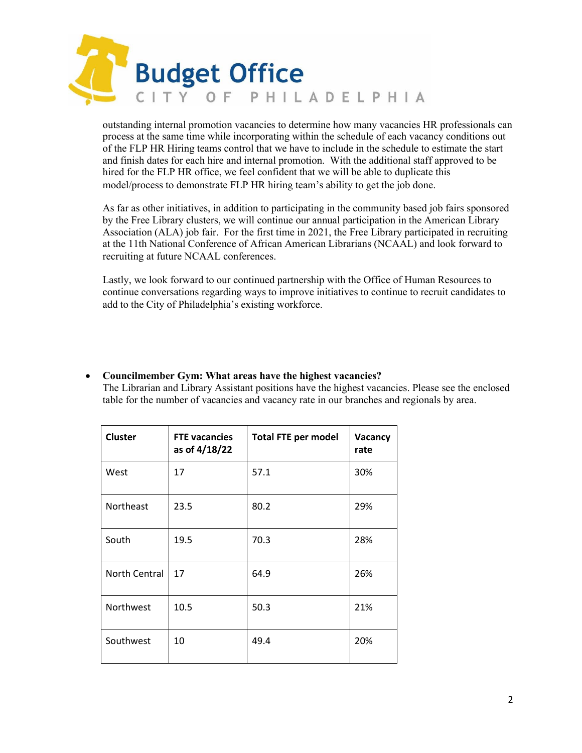outstanding internal promotion vacancies to determine how many vacancies HR professionals can process at the same time while incorporating within the schedule of each vacancy conditions out of the FLP HR Hiring teams control that we have to include in the schedule to estimate the start and finish dates for each hire and internal promotion. With the additional staff approved to be hired for the FLP HR office, we feel confident that we will be able to duplicate this model/process to demonstrate FLP HR hiring team's ability to get the job done.

As far as other initiatives, in addition to participating in the community based job fairs sponsored by the Free Library clusters, we will continue our annual participation in the American Library Association (ALA) job fair. For the first time in 2021, the Free Library participated in recruiting at the 11th National Conference of African American Librarians (NCAAL) and look forward to recruiting at future NCAAL conferences.

Lastly, we look forward to our continued partnership with the Office of Human Resources to continue conversations regarding ways to improve initiatives to continue to recruit candidates to add to the City of Philadelphia's existing workforce.

- **Councilmember Gym: What areas have the highest vacancies?**
  The Librarian and Library Assistant positions have the highest vacancies. Please see the enclosed table for the number of vacancies and vacancy rate in our branches and regionals by area.

| Cluster | FTE vacancies as of 4/18/22 | Total FTE per model | Vacancy rate |
|---|---|---|---|
| West | 17 | 57.1 | 30% |
| Northeast | 23.5 | 80.2 | 29% |
| South | 19.5 | 70.3 | 28% |
| North Central | 17 | 64.9 | 26% |
| Northwest | 10.5 | 50.3 | 21% |
| Southwest | 10 | 49.4 | 20% |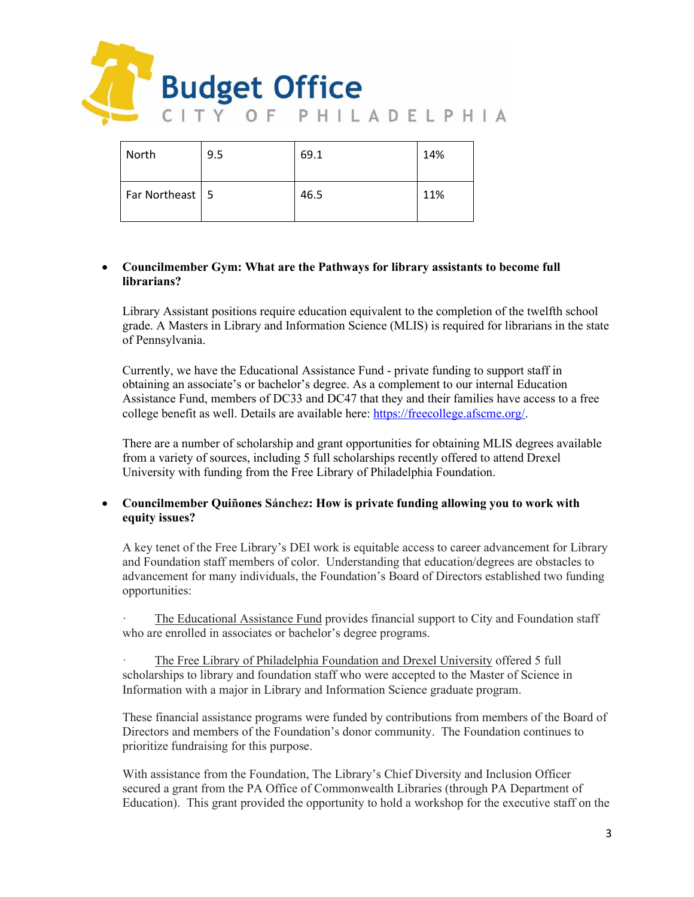| North | 9.5 | 69.1 | 14% |
|---|---|---|---|
| Far Northeast | 5 | 46.5 | 11% |

- **Councilmember Gym: What are the Pathways for library assistants to become full librarians?**

  Library Assistant positions require education equivalent to the completion of the twelfth school grade. A Masters in Library and Information Science (MLIS) is required for librarians in the state of Pennsylvania.

  Currently, we have the Educational Assistance Fund - private funding to support staff in obtaining an associate's or bachelor's degree. As a complement to our internal Education Assistance Fund, members of DC33 and DC47 that they and their families have access to a free college benefit as well. Details are available here: [https://freecollege.afscme.org/](https://freecollege.afscme.org/).

  There are a number of scholarship and grant opportunities for obtaining MLIS degrees available from a variety of sources, including 5 full scholarships recently offered to attend Drexel University with funding from the Free Library of Philadelphia Foundation.

- **Councilmember Quiñones Sánchez: How is private funding allowing you to work with equity issues?**

  A key tenet of the Free Library's DEI work is equitable access to career advancement for Library and Foundation staff members of color. Understanding that education/degrees are obstacles to advancement for many individuals, the Foundation's Board of Directors established two funding opportunities:

  · The Educational Assistance Fund provides financial support to City and Foundation staff who are enrolled in associates or bachelor's degree programs.

  · The Free Library of Philadelphia Foundation and Drexel University offered 5 full scholarships to library and foundation staff who were accepted to the Master of Science in Information with a major in Library and Information Science graduate program.

  These financial assistance programs were funded by contributions from members of the Board of Directors and members of the Foundation's donor community. The Foundation continues to prioritize fundraising for this purpose.

  With assistance from the Foundation, The Library's Chief Diversity and Inclusion Officer secured a grant from the PA Office of Commonwealth Libraries (through PA Department of Education). This grant provided the opportunity to hold a workshop for the executive staff on the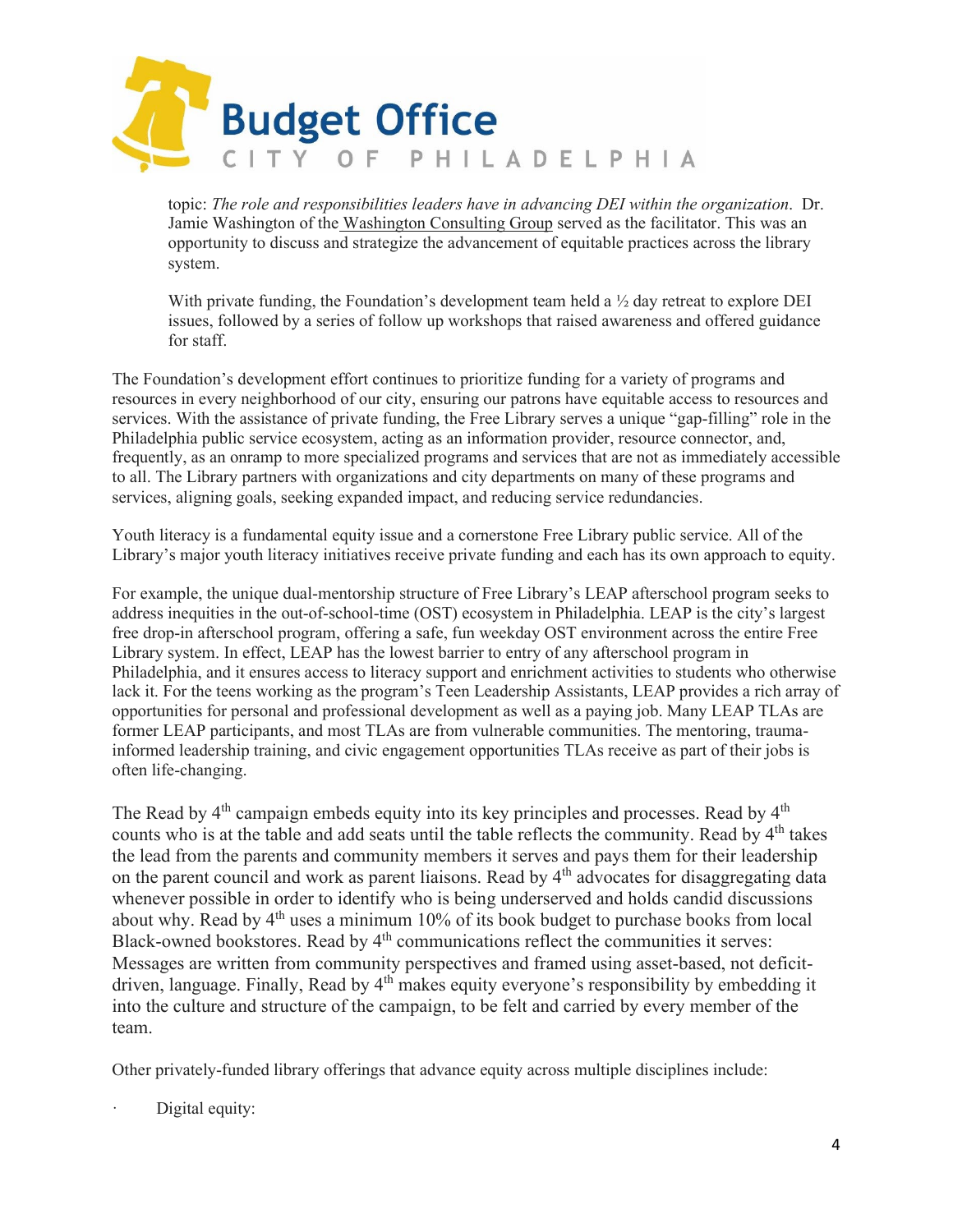topic: *The role and responsibilities leaders have in advancing DEI within the organization*. Dr. Jamie Washington of the Washington Consulting Group served as the facilitator. This was an opportunity to discuss and strategize the advancement of equitable practices across the library system.

With private funding, the Foundation's development team held a ½ day retreat to explore DEI issues, followed by a series of follow up workshops that raised awareness and offered guidance for staff.

The Foundation's development effort continues to prioritize funding for a variety of programs and resources in every neighborhood of our city, ensuring our patrons have equitable access to resources and services. With the assistance of private funding, the Free Library serves a unique "gap-filling" role in the Philadelphia public service ecosystem, acting as an information provider, resource connector, and, frequently, as an onramp to more specialized programs and services that are not as immediately accessible to all. The Library partners with organizations and city departments on many of these programs and services, aligning goals, seeking expanded impact, and reducing service redundancies.

Youth literacy is a fundamental equity issue and a cornerstone Free Library public service. All of the Library's major youth literacy initiatives receive private funding and each has its own approach to equity.

For example, the unique dual-mentorship structure of Free Library's LEAP afterschool program seeks to address inequities in the out-of-school-time (OST) ecosystem in Philadelphia. LEAP is the city's largest free drop-in afterschool program, offering a safe, fun weekday OST environment across the entire Free Library system. In effect, LEAP has the lowest barrier to entry of any afterschool program in Philadelphia, and it ensures access to literacy support and enrichment activities to students who otherwise lack it. For the teens working as the program's Teen Leadership Assistants, LEAP provides a rich array of opportunities for personal and professional development as well as a paying job. Many LEAP TLAs are former LEAP participants, and most TLAs are from vulnerable communities. The mentoring, trauma-informed leadership training, and civic engagement opportunities TLAs receive as part of their jobs is often life-changing.

The Read by 4th campaign embeds equity into its key principles and processes. Read by 4th counts who is at the table and add seats until the table reflects the community. Read by 4th takes the lead from the parents and community members it serves and pays them for their leadership on the parent council and work as parent liaisons. Read by 4th advocates for disaggregating data whenever possible in order to identify who is being underserved and holds candid discussions about why. Read by 4th uses a minimum 10% of its book budget to purchase books from local Black-owned bookstores. Read by 4th communications reflect the communities it serves: Messages are written from community perspectives and framed using asset-based, not deficit-driven, language. Finally, Read by 4th makes equity everyone's responsibility by embedding it into the culture and structure of the campaign, to be felt and carried by every member of the team.

Other privately-funded library offerings that advance equity across multiple disciplines include:

- Digital equity: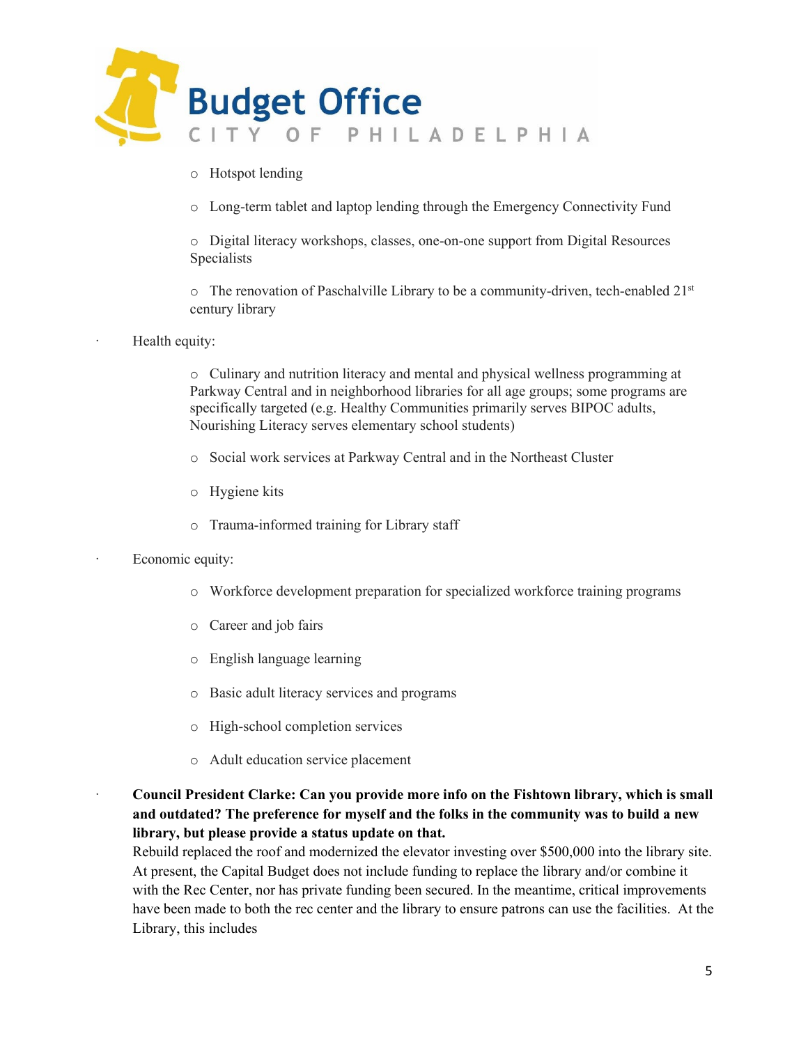- Hotspot lending
- Long-term tablet and laptop lending through the Emergency Connectivity Fund
- Digital literacy workshops, classes, one-on-one support from Digital Resources Specialists
- The renovation of Paschalville Library to be a community-driven, tech-enabled 21st century library

· Health equity:

- Culinary and nutrition literacy and mental and physical wellness programming at Parkway Central and in neighborhood libraries for all age groups; some programs are specifically targeted (e.g. Healthy Communities primarily serves BIPOC adults, Nourishing Literacy serves elementary school students)
- Social work services at Parkway Central and in the Northeast Cluster
- Hygiene kits
- Trauma-informed training for Library staff

· Economic equity:

- Workforce development preparation for specialized workforce training programs
- Career and job fairs
- English language learning
- Basic adult literacy services and programs
- High-school completion services
- Adult education service placement

· **Council President Clarke: Can you provide more info on the Fishtown library, which is small and outdated? The preference for myself and the folks in the community was to build a new library, but please provide a status update on that.**

Rebuild replaced the roof and modernized the elevator investing over $500,000 into the library site. At present, the Capital Budget does not include funding to replace the library and/or combine it with the Rec Center, nor has private funding been secured. In the meantime, critical improvements have been made to both the rec center and the library to ensure patrons can use the facilities. At the Library, this includes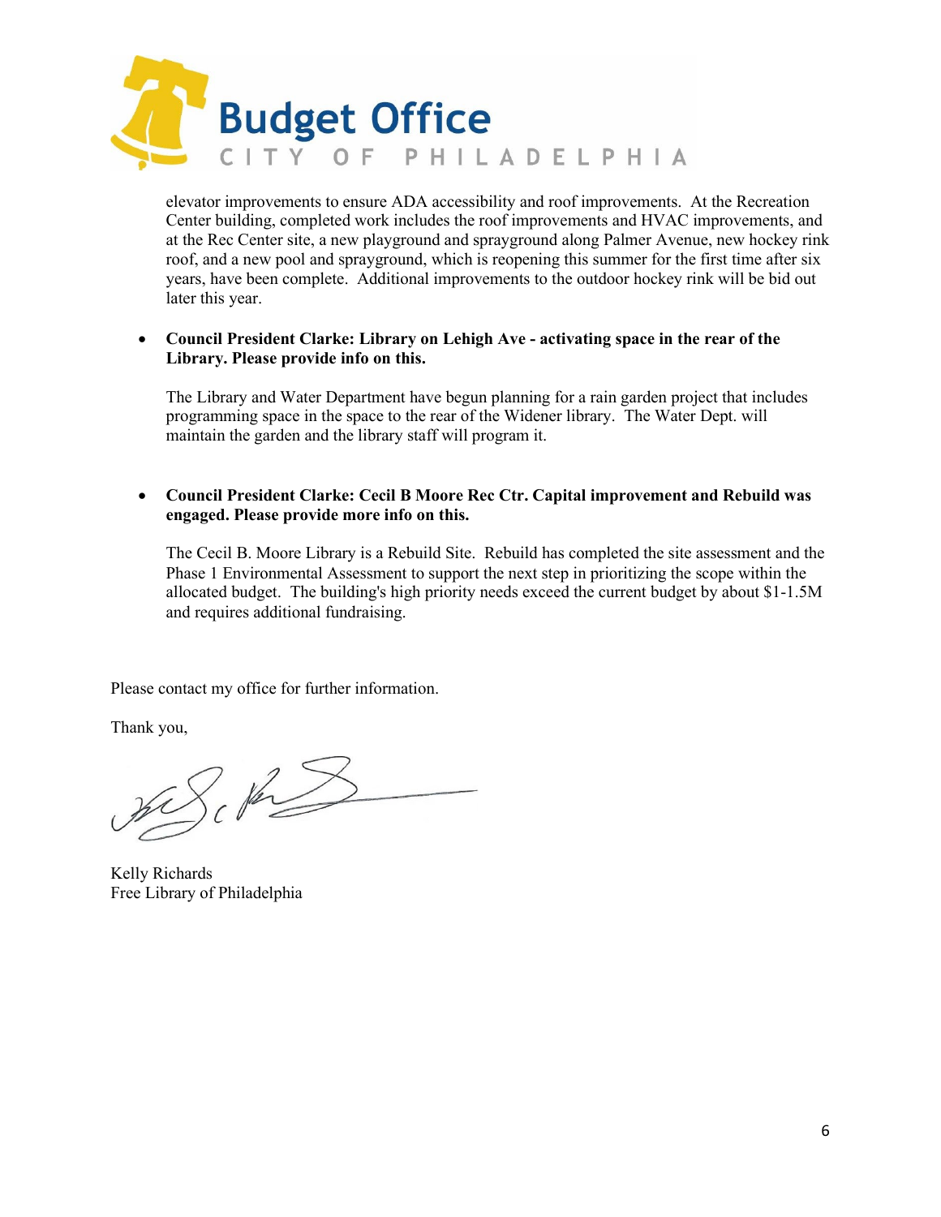elevator improvements to ensure ADA accessibility and roof improvements. At the Recreation Center building, completed work includes the roof improvements and HVAC improvements, and at the Rec Center site, a new playground and sprayground along Palmer Avenue, new hockey rink roof, and a new pool and sprayground, which is reopening this summer for the first time after six years, have been complete. Additional improvements to the outdoor hockey rink will be bid out later this year.

- **Council President Clarke: Library on Lehigh Ave - activating space in the rear of the Library. Please provide info on this.**

  The Library and Water Department have begun planning for a rain garden project that includes programming space in the space to the rear of the Widener library. The Water Dept. will maintain the garden and the library staff will program it.

- **Council President Clarke: Cecil B Moore Rec Ctr. Capital improvement and Rebuild was engaged. Please provide more info on this.**

  The Cecil B. Moore Library is a Rebuild Site. Rebuild has completed the site assessment and the Phase 1 Environmental Assessment to support the next step in prioritizing the scope within the allocated budget. The building's high priority needs exceed the current budget by about $1-1.5M and requires additional fundraising.

Please contact my office for further information.

Thank you,

Kelly Richards
Free Library of Philadelphia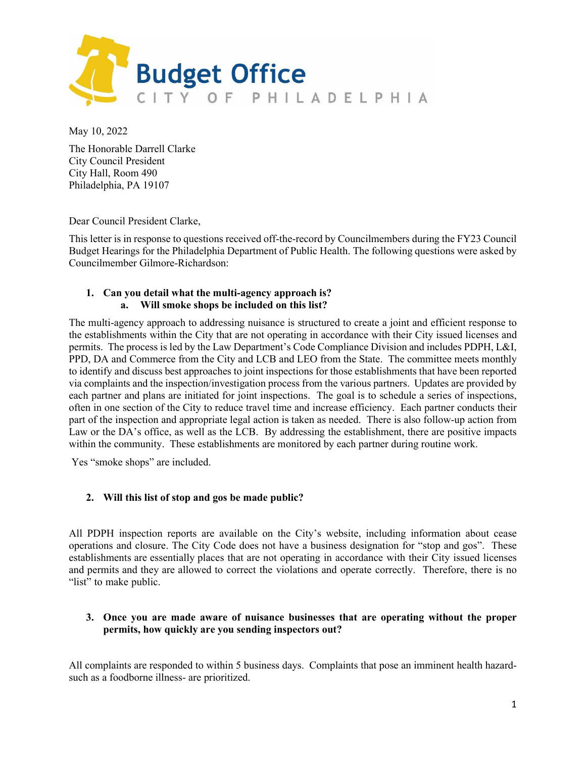# Budget Office

CITY OF PHILADELPHIA

May 10, 2022

The Honorable Darrell Clarke
City Council President
City Hall, Room 490
Philadelphia, PA 19107

Dear Council President Clarke,

This letter is in response to questions received off-the-record by Councilmembers during the FY23 Council Budget Hearings for the Philadelphia Department of Public Health. The following questions were asked by Councilmember Gilmore-Richardson:

1. **Can you detail what the multi-agency approach is?**
   a. **Will smoke shops be included on this list?**

The multi-agency approach to addressing nuisance is structured to create a joint and efficient response to the establishments within the City that are not operating in accordance with their City issued licenses and permits. The process is led by the Law Department's Code Compliance Division and includes PDPH, L&I, PPD, DA and Commerce from the City and LCB and LEO from the State. The committee meets monthly to identify and discuss best approaches to joint inspections for those establishments that have been reported via complaints and the inspection/investigation process from the various partners. Updates are provided by each partner and plans are initiated for joint inspections. The goal is to schedule a series of inspections, often in one section of the City to reduce travel time and increase efficiency. Each partner conducts their part of the inspection and appropriate legal action is taken as needed. There is also follow-up action from Law or the DA's office, as well as the LCB. By addressing the establishment, there are positive impacts within the community. These establishments are monitored by each partner during routine work.

Yes "smoke shops" are included.

2. **Will this list of stop and gos be made public?**

All PDPH inspection reports are available on the City's website, including information about cease operations and closure. The City Code does not have a business designation for "stop and gos". These establishments are essentially places that are not operating in accordance with their City issued licenses and permits and they are allowed to correct the violations and operate correctly. Therefore, there is no "list" to make public.

3. **Once you are made aware of nuisance businesses that are operating without the proper permits, how quickly are you sending inspectors out?**

All complaints are responded to within 5 business days. Complaints that pose an imminent health hazard- such as a foodborne illness- are prioritized.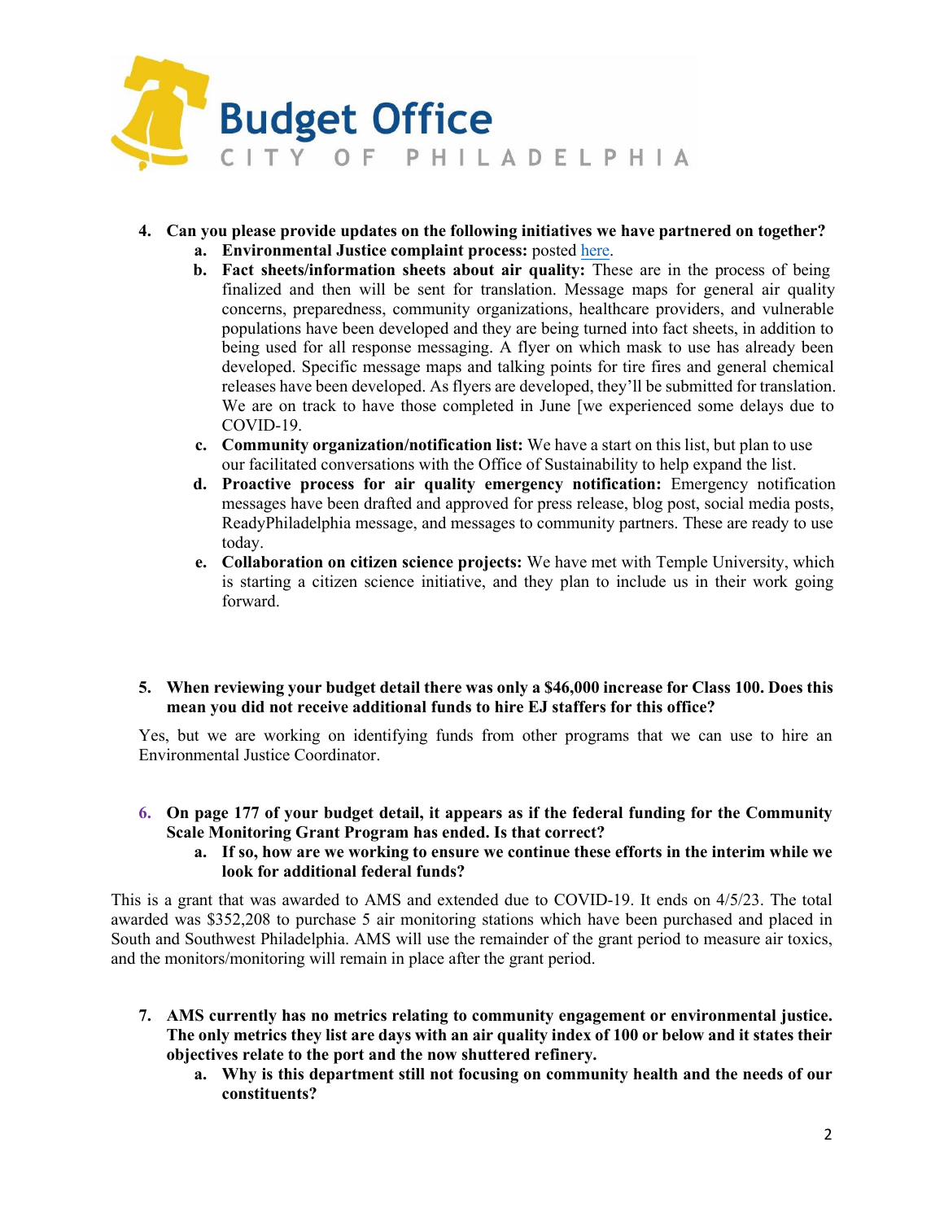4. **Can you please provide updates on the following initiatives we have partnered on together?**
   a. **Environmental Justice complaint process:** posted here.
   b. **Fact sheets/information sheets about air quality:** These are in the process of being finalized and then will be sent for translation. Message maps for general air quality concerns, preparedness, community organizations, healthcare providers, and vulnerable populations have been developed and they are being turned into fact sheets, in addition to being used for all response messaging. A flyer on which mask to use has already been developed. Specific message maps and talking points for tire fires and general chemical releases have been developed. As flyers are developed, they'll be submitted for translation. We are on track to have those completed in June [we experienced some delays due to COVID-19.
   c. **Community organization/notification list:** We have a start on this list, but plan to use our facilitated conversations with the Office of Sustainability to help expand the list.
   d. **Proactive process for air quality emergency notification:** Emergency notification messages have been drafted and approved for press release, blog post, social media posts, ReadyPhiladelphia message, and messages to community partners. These are ready to use today.
   e. **Collaboration on citizen science projects:** We have met with Temple University, which is starting a citizen science initiative, and they plan to include us in their work going forward.

5. **When reviewing your budget detail there was only a $46,000 increase for Class 100. Does this mean you did not receive additional funds to hire EJ staffers for this office?**

Yes, but we are working on identifying funds from other programs that we can use to hire an Environmental Justice Coordinator.

6. **On page 177 of your budget detail, it appears as if the federal funding for the Community Scale Monitoring Grant Program has ended. Is that correct?**
   a. **If so, how are we working to ensure we continue these efforts in the interim while we look for additional federal funds?**

This is a grant that was awarded to AMS and extended due to COVID-19. It ends on 4/5/23. The total awarded was $352,208 to purchase 5 air monitoring stations which have been purchased and placed in South and Southwest Philadelphia. AMS will use the remainder of the grant period to measure air toxics, and the monitors/monitoring will remain in place after the grant period.

7. **AMS currently has no metrics relating to community engagement or environmental justice. The only metrics they list are days with an air quality index of 100 or below and it states their objectives relate to the port and the now shuttered refinery.**
   a. **Why is this department still not focusing on community health and the needs of our constituents?**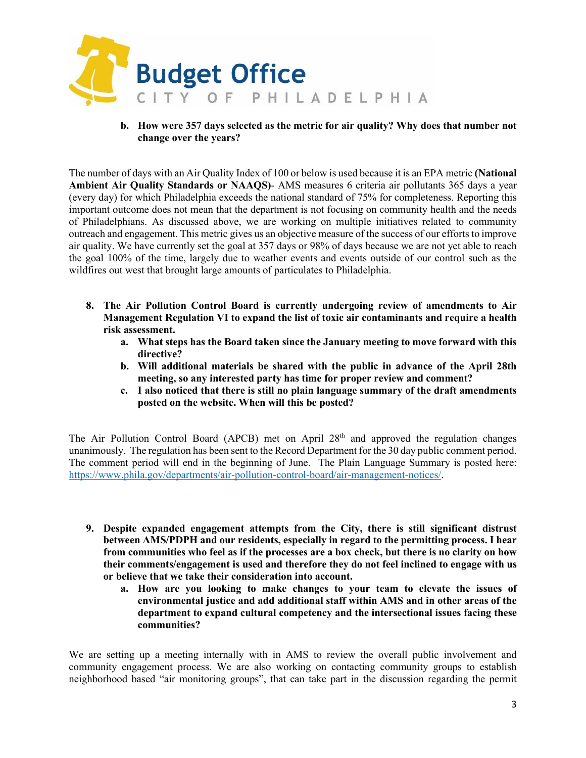b. **How were 357 days selected as the metric for air quality? Why does that number not change over the years?**

The number of days with an Air Quality Index of 100 or below is used because it is an EPA metric **(National Ambient Air Quality Standards or NAAQS)**- AMS measures 6 criteria air pollutants 365 days a year (every day) for which Philadelphia exceeds the national standard of 75% for completeness. Reporting this important outcome does not mean that the department is not focusing on community health and the needs of Philadelphians. As discussed above, we are working on multiple initiatives related to community outreach and engagement. This metric gives us an objective measure of the success of our efforts to improve air quality. We have currently set the goal at 357 days or 98% of days because we are not yet able to reach the goal 100% of the time, largely due to weather events and events outside of our control such as the wildfires out west that brought large amounts of particulates to Philadelphia.

8. **The Air Pollution Control Board is currently undergoing review of amendments to Air Management Regulation VI to expand the list of toxic air contaminants and require a health risk assessment.**
   a. **What steps has the Board taken since the January meeting to move forward with this directive?**
   b. **Will additional materials be shared with the public in advance of the April 28th meeting, so any interested party has time for proper review and comment?**
   c. **I also noticed that there is still no plain language summary of the draft amendments posted on the website. When will this be posted?**

The Air Pollution Control Board (APCB) met on April 28th and approved the regulation changes unanimously. The regulation has been sent to the Record Department for the 30 day public comment period. The comment period will end in the beginning of June. The Plain Language Summary is posted here: https://www.phila.gov/departments/air-pollution-control-board/air-management-notices/.

9. **Despite expanded engagement attempts from the City, there is still significant distrust between AMS/PDPH and our residents, especially in regard to the permitting process. I hear from communities who feel as if the processes are a box check, but there is no clarity on how their comments/engagement is used and therefore they do not feel inclined to engage with us or believe that we take their consideration into account.**
   a. **How are you looking to make changes to your team to elevate the issues of environmental justice and add additional staff within AMS and in other areas of the department to expand cultural competency and the intersectional issues facing these communities?**

We are setting up a meeting internally with in AMS to review the overall public involvement and community engagement process. We are also working on contacting community groups to establish neighborhood based "air monitoring groups", that can take part in the discussion regarding the permit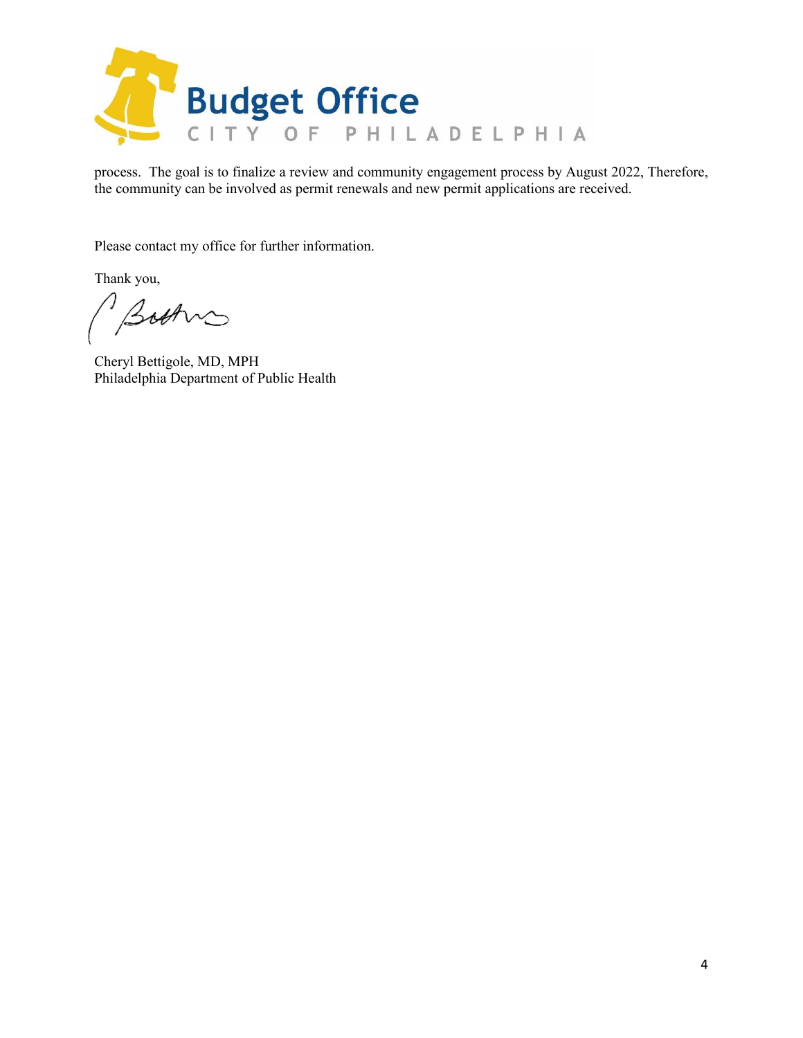process. The goal is to finalize a review and community engagement process by August 2022, Therefore, the community can be involved as permit renewals and new permit applications are received.

Please contact my office for further information.

Thank you,

Cheryl Bettigole, MD, MPH
Philadelphia Department of Public Health